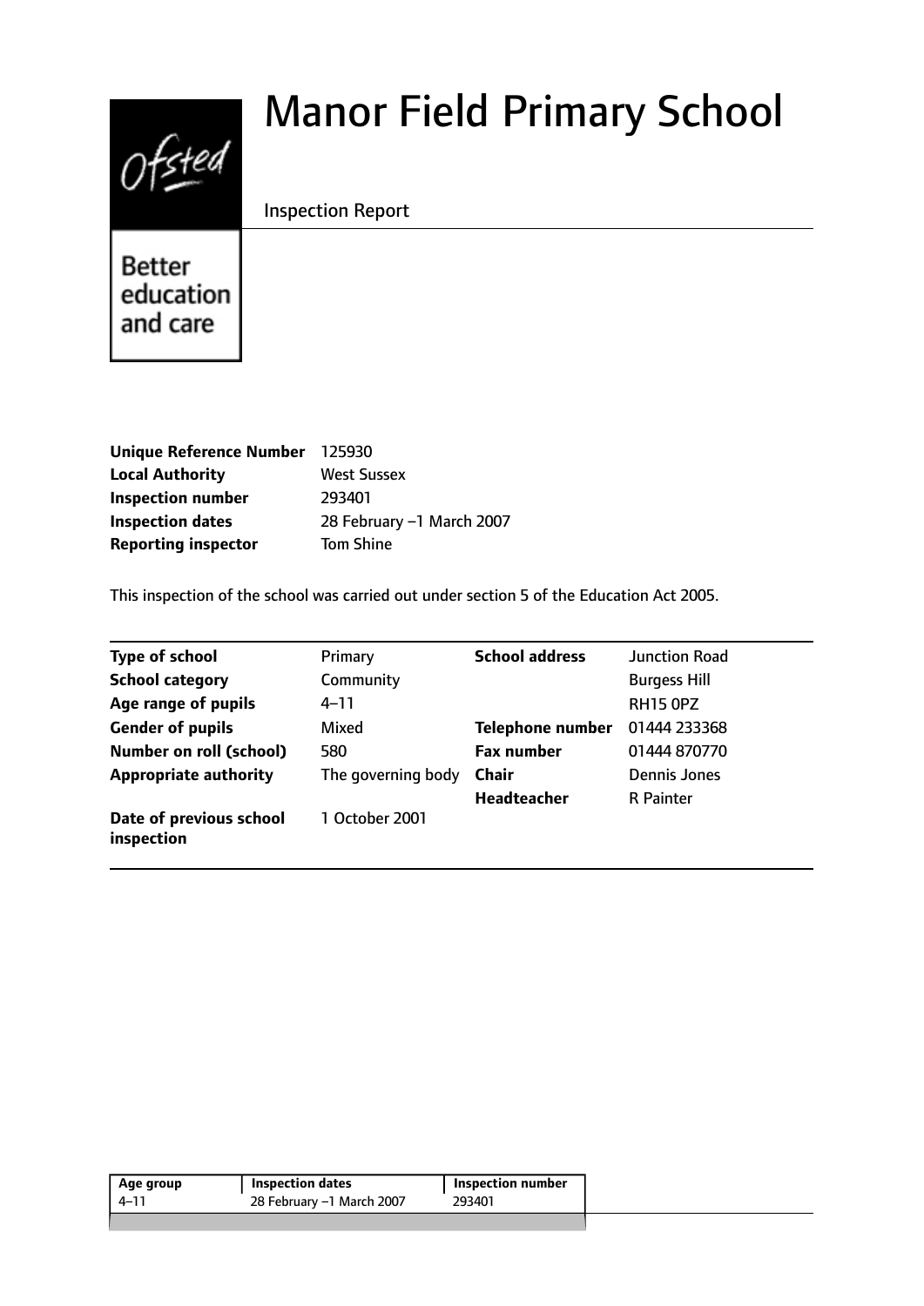# Manor Field Primary School

Inspection Report

Better education and care

| | |
|---|---|
| **Unique Reference Number** | 125930 |
| **Local Authority** | West Sussex |
| **Inspection number** | 293401 |
| **Inspection dates** | 28 February –1 March 2007 |
| **Reporting inspector** | Tom Shine |

This inspection of the school was carried out under section 5 of the Education Act 2005.

| | | | |
|---|---|---|---|
| **Type of school** | Primary | **School address** | Junction Road |
| **School category** | Community | | Burgess Hill |
| **Age range of pupils** | 4–11 | | RH15 0PZ |
| **Gender of pupils** | Mixed | **Telephone number** | 01444 233368 |
| **Number on roll (school)** | 580 | **Fax number** | 01444 870770 |
| **Appropriate authority** | The governing body | **Chair** | Dennis Jones |
| | | **Headteacher** | R Painter |
| **Date of previous school inspection** | 1 October 2001 | | |

| Age group | Inspection dates | Inspection number |
|---|---|---|
| 4–11 | 28 February –1 March 2007 | 293401 |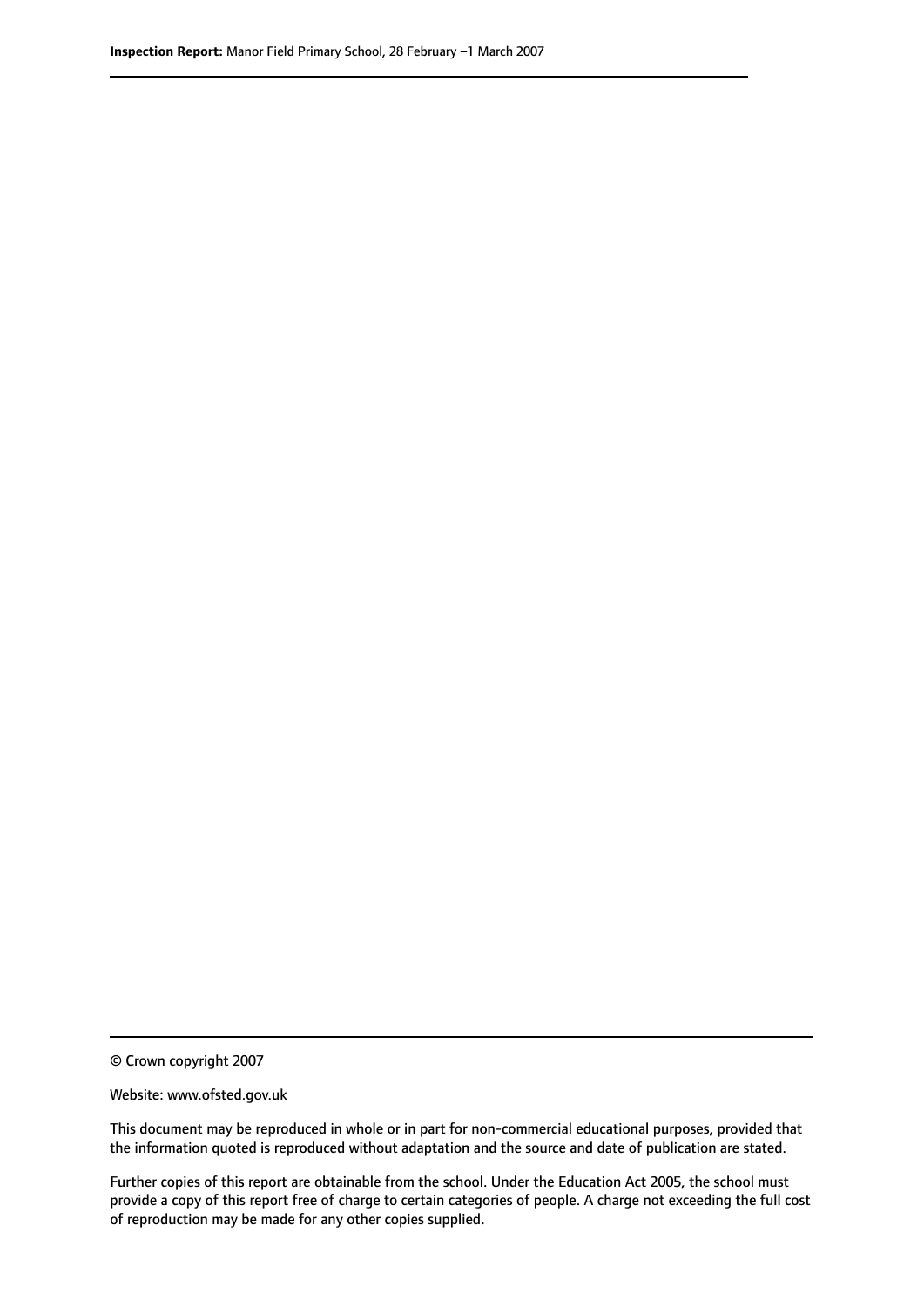© Crown copyright 2007

Website: www.ofsted.gov.uk

This document may be reproduced in whole or in part for non-commercial educational purposes, provided that the information quoted is reproduced without adaptation and the source and date of publication are stated.

Further copies of this report are obtainable from the school. Under the Education Act 2005, the school must provide a copy of this report free of charge to certain categories of people. A charge not exceeding the full cost of reproduction may be made for any other copies supplied.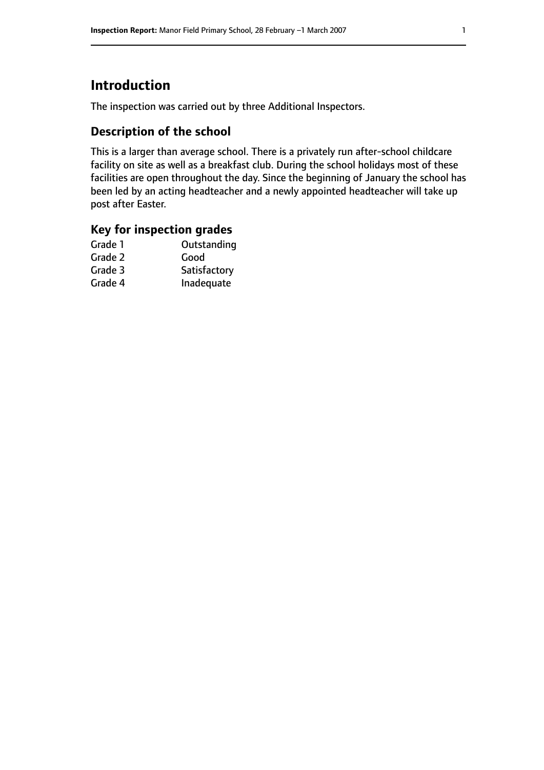# Introduction

The inspection was carried out by three Additional Inspectors.

## Description of the school

This is a larger than average school. There is a privately run after-school childcare facility on site as well as a breakfast club. During the school holidays most of these facilities are open throughout the day. Since the beginning of January the school has been led by an acting headteacher and a newly appointed headteacher will take up post after Easter.

## Key for inspection grades

| | |
|---|---|
| Grade 1 | Outstanding |
| Grade 2 | Good |
| Grade 3 | Satisfactory |
| Grade 4 | Inadequate |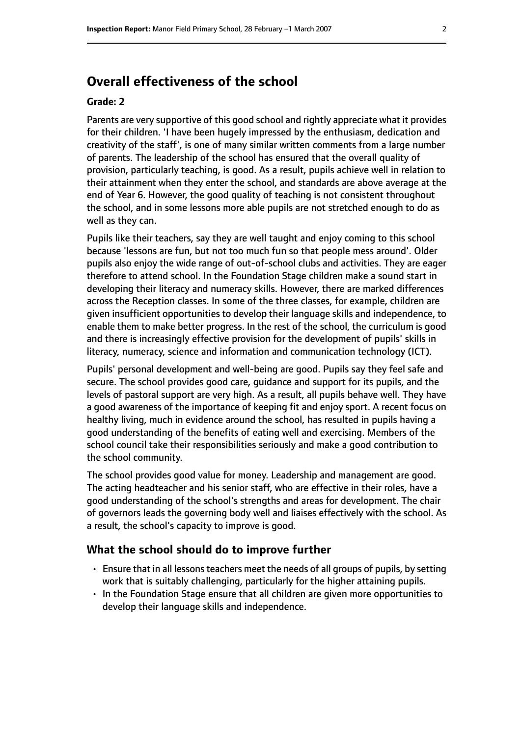## Overall effectiveness of the school

**Grade: 2**

Parents are very supportive of this good school and rightly appreciate what it provides for their children. 'I have been hugely impressed by the enthusiasm, dedication and creativity of the staff', is one of many similar written comments from a large number of parents. The leadership of the school has ensured that the overall quality of provision, particularly teaching, is good. As a result, pupils achieve well in relation to their attainment when they enter the school, and standards are above average at the end of Year 6. However, the good quality of teaching is not consistent throughout the school, and in some lessons more able pupils are not stretched enough to do as well as they can.

Pupils like their teachers, say they are well taught and enjoy coming to this school because 'lessons are fun, but not too much fun so that people mess around'. Older pupils also enjoy the wide range of out-of-school clubs and activities. They are eager therefore to attend school. In the Foundation Stage children make a sound start in developing their literacy and numeracy skills. However, there are marked differences across the Reception classes. In some of the three classes, for example, children are given insufficient opportunities to develop their language skills and independence, to enable them to make better progress. In the rest of the school, the curriculum is good and there is increasingly effective provision for the development of pupils' skills in literacy, numeracy, science and information and communication technology (ICT).

Pupils' personal development and well-being are good. Pupils say they feel safe and secure. The school provides good care, guidance and support for its pupils, and the levels of pastoral support are very high. As a result, all pupils behave well. They have a good awareness of the importance of keeping fit and enjoy sport. A recent focus on healthy living, much in evidence around the school, has resulted in pupils having a good understanding of the benefits of eating well and exercising. Members of the school council take their responsibilities seriously and make a good contribution to the school community.

The school provides good value for money. Leadership and management are good. The acting headteacher and his senior staff, who are effective in their roles, have a good understanding of the school's strengths and areas for development. The chair of governors leads the governing body well and liaises effectively with the school. As a result, the school's capacity to improve is good.

### What the school should do to improve further

- Ensure that in all lessons teachers meet the needs of all groups of pupils, by setting work that is suitably challenging, particularly for the higher attaining pupils.
- In the Foundation Stage ensure that all children are given more opportunities to develop their language skills and independence.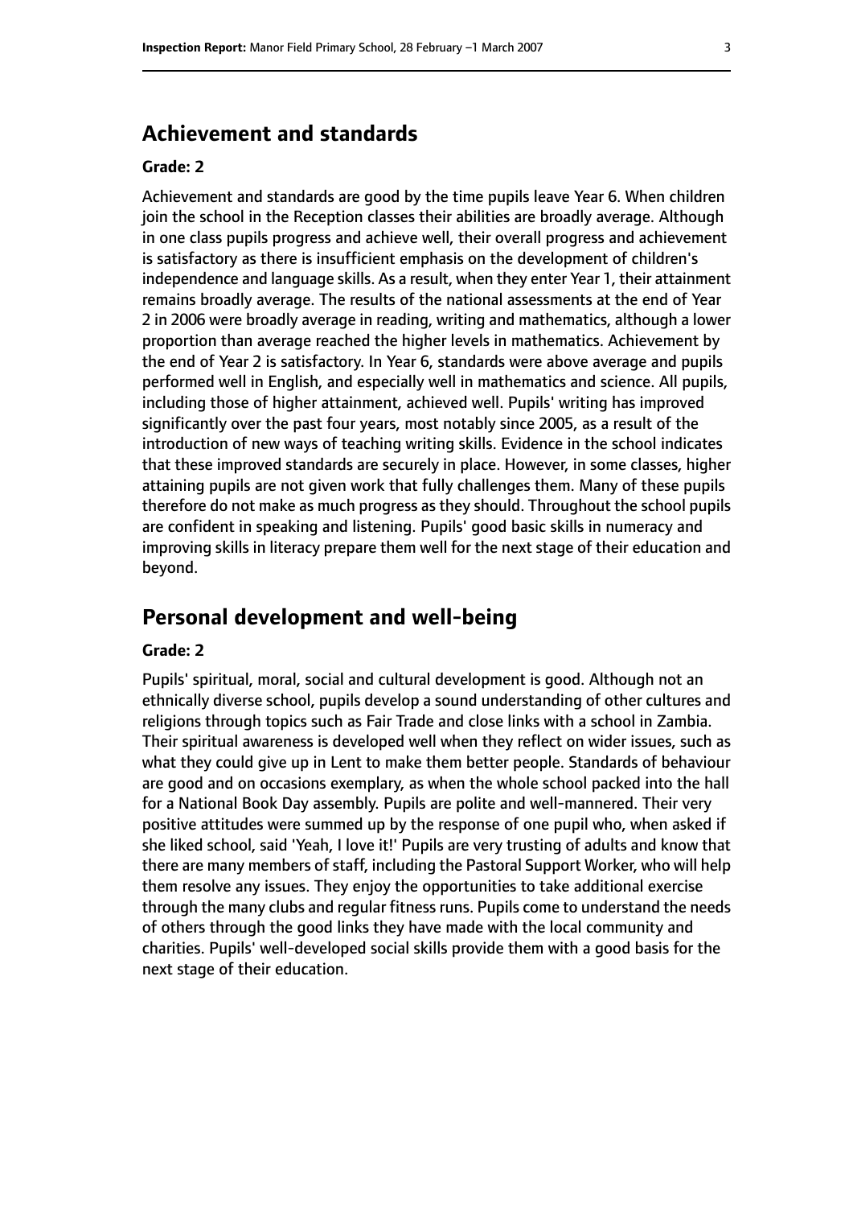## Achievement and standards

### Grade: 2

Achievement and standards are good by the time pupils leave Year 6. When children join the school in the Reception classes their abilities are broadly average. Although in one class pupils progress and achieve well, their overall progress and achievement is satisfactory as there is insufficient emphasis on the development of children's independence and language skills. As a result, when they enter Year 1, their attainment remains broadly average. The results of the national assessments at the end of Year 2 in 2006 were broadly average in reading, writing and mathematics, although a lower proportion than average reached the higher levels in mathematics. Achievement by the end of Year 2 is satisfactory. In Year 6, standards were above average and pupils performed well in English, and especially well in mathematics and science. All pupils, including those of higher attainment, achieved well. Pupils' writing has improved significantly over the past four years, most notably since 2005, as a result of the introduction of new ways of teaching writing skills. Evidence in the school indicates that these improved standards are securely in place. However, in some classes, higher attaining pupils are not given work that fully challenges them. Many of these pupils therefore do not make as much progress as they should. Throughout the school pupils are confident in speaking and listening. Pupils' good basic skills in numeracy and improving skills in literacy prepare them well for the next stage of their education and beyond.

## Personal development and well-being

### Grade: 2

Pupils' spiritual, moral, social and cultural development is good. Although not an ethnically diverse school, pupils develop a sound understanding of other cultures and religions through topics such as Fair Trade and close links with a school in Zambia. Their spiritual awareness is developed well when they reflect on wider issues, such as what they could give up in Lent to make them better people. Standards of behaviour are good and on occasions exemplary, as when the whole school packed into the hall for a National Book Day assembly. Pupils are polite and well-mannered. Their very positive attitudes were summed up by the response of one pupil who, when asked if she liked school, said 'Yeah, I love it!' Pupils are very trusting of adults and know that there are many members of staff, including the Pastoral Support Worker, who will help them resolve any issues. They enjoy the opportunities to take additional exercise through the many clubs and regular fitness runs. Pupils come to understand the needs of others through the good links they have made with the local community and charities. Pupils' well-developed social skills provide them with a good basis for the next stage of their education.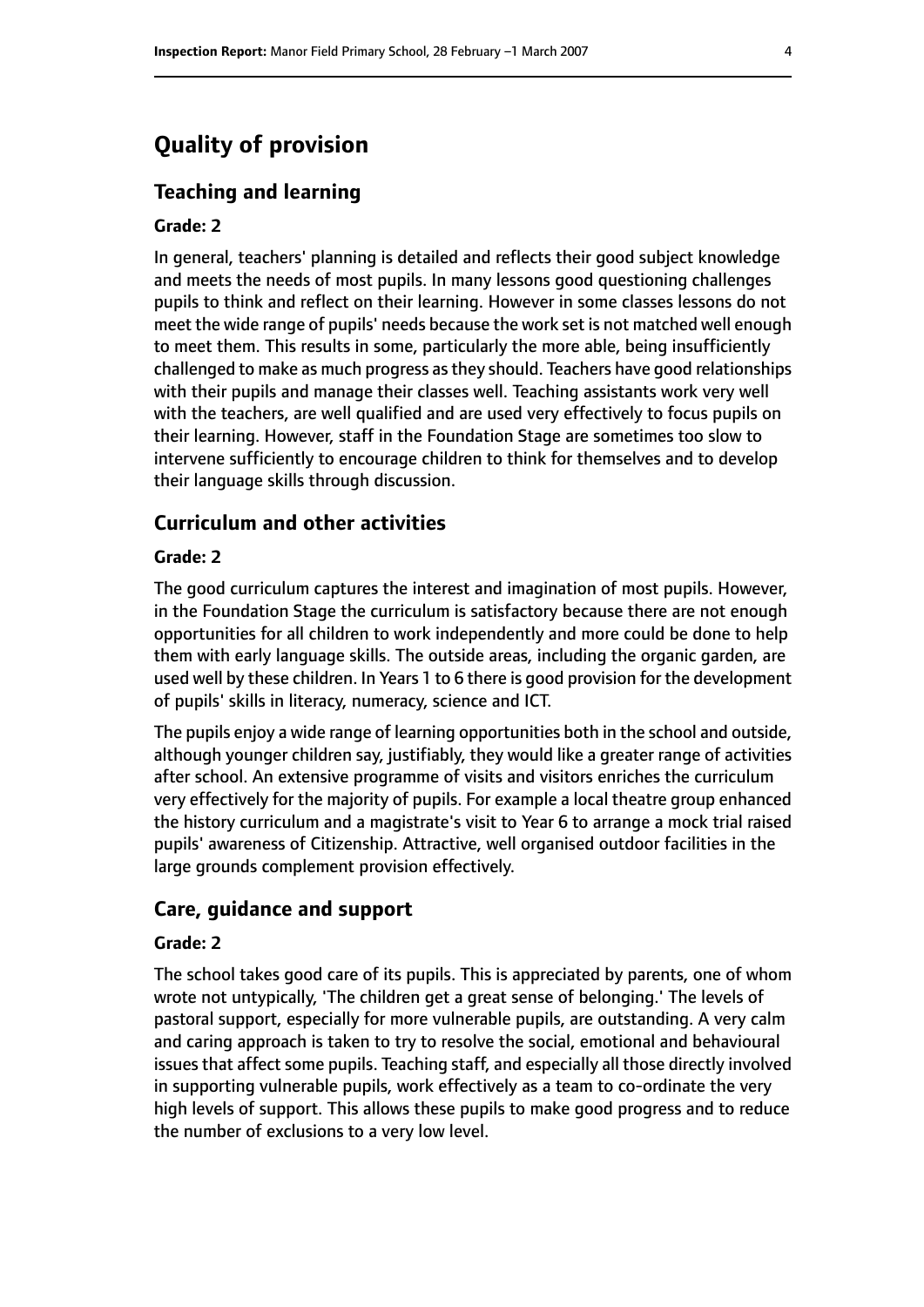# Quality of provision

## Teaching and learning

### Grade: 2

In general, teachers' planning is detailed and reflects their good subject knowledge and meets the needs of most pupils. In many lessons good questioning challenges pupils to think and reflect on their learning. However in some classes lessons do not meet the wide range of pupils' needs because the work set is not matched well enough to meet them. This results in some, particularly the more able, being insufficiently challenged to make as much progress as they should. Teachers have good relationships with their pupils and manage their classes well. Teaching assistants work very well with the teachers, are well qualified and are used very effectively to focus pupils on their learning. However, staff in the Foundation Stage are sometimes too slow to intervene sufficiently to encourage children to think for themselves and to develop their language skills through discussion.

## Curriculum and other activities

### Grade: 2

The good curriculum captures the interest and imagination of most pupils. However, in the Foundation Stage the curriculum is satisfactory because there are not enough opportunities for all children to work independently and more could be done to help them with early language skills. The outside areas, including the organic garden, are used well by these children. In Years 1 to 6 there is good provision for the development of pupils' skills in literacy, numeracy, science and ICT.

The pupils enjoy a wide range of learning opportunities both in the school and outside, although younger children say, justifiably, they would like a greater range of activities after school. An extensive programme of visits and visitors enriches the curriculum very effectively for the majority of pupils. For example a local theatre group enhanced the history curriculum and a magistrate's visit to Year 6 to arrange a mock trial raised pupils' awareness of Citizenship. Attractive, well organised outdoor facilities in the large grounds complement provision effectively.

## Care, guidance and support

### Grade: 2

The school takes good care of its pupils. This is appreciated by parents, one of whom wrote not untypically, 'The children get a great sense of belonging.' The levels of pastoral support, especially for more vulnerable pupils, are outstanding. A very calm and caring approach is taken to try to resolve the social, emotional and behavioural issues that affect some pupils. Teaching staff, and especially all those directly involved in supporting vulnerable pupils, work effectively as a team to co-ordinate the very high levels of support. This allows these pupils to make good progress and to reduce the number of exclusions to a very low level.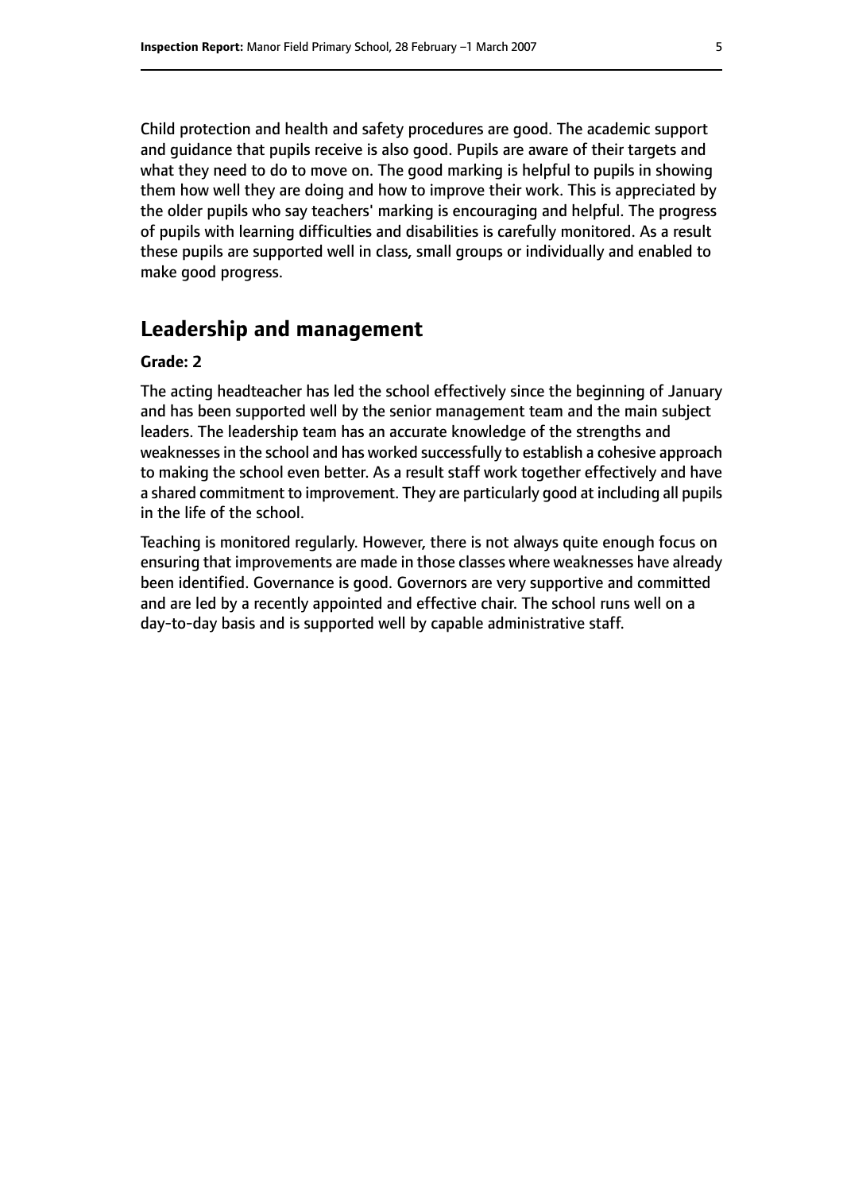Child protection and health and safety procedures are good. The academic support and guidance that pupils receive is also good. Pupils are aware of their targets and what they need to do to move on. The good marking is helpful to pupils in showing them how well they are doing and how to improve their work. This is appreciated by the older pupils who say teachers' marking is encouraging and helpful. The progress of pupils with learning difficulties and disabilities is carefully monitored. As a result these pupils are supported well in class, small groups or individually and enabled to make good progress.

## Leadership and management

**Grade: 2**

The acting headteacher has led the school effectively since the beginning of January and has been supported well by the senior management team and the main subject leaders. The leadership team has an accurate knowledge of the strengths and weaknesses in the school and has worked successfully to establish a cohesive approach to making the school even better. As a result staff work together effectively and have a shared commitment to improvement. They are particularly good at including all pupils in the life of the school.

Teaching is monitored regularly. However, there is not always quite enough focus on ensuring that improvements are made in those classes where weaknesses have already been identified. Governance is good. Governors are very supportive and committed and are led by a recently appointed and effective chair. The school runs well on a day-to-day basis and is supported well by capable administrative staff.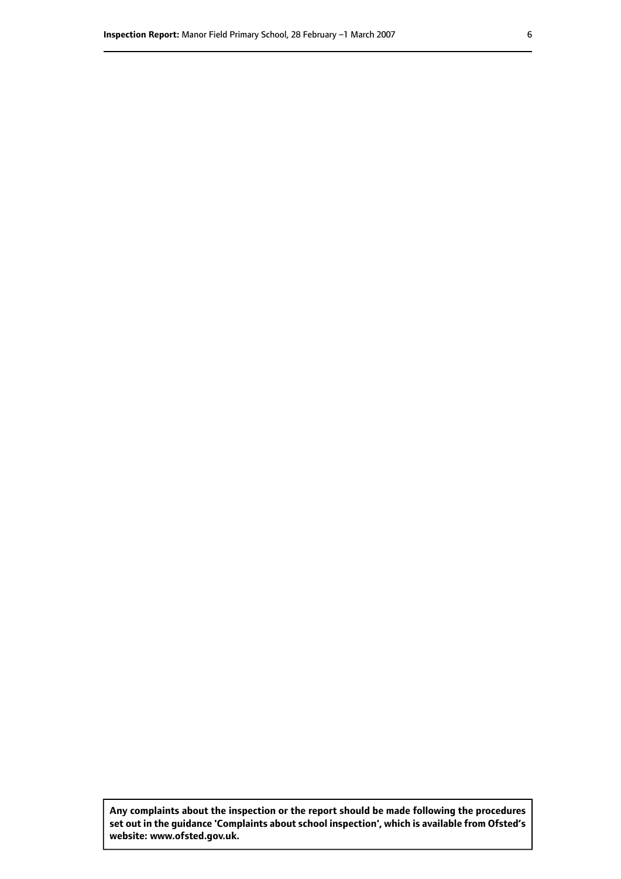**Any complaints about the inspection or the report should be made following the procedures set out in the guidance 'Complaints about school inspection', which is available from Ofsted's website: www.ofsted.gov.uk.**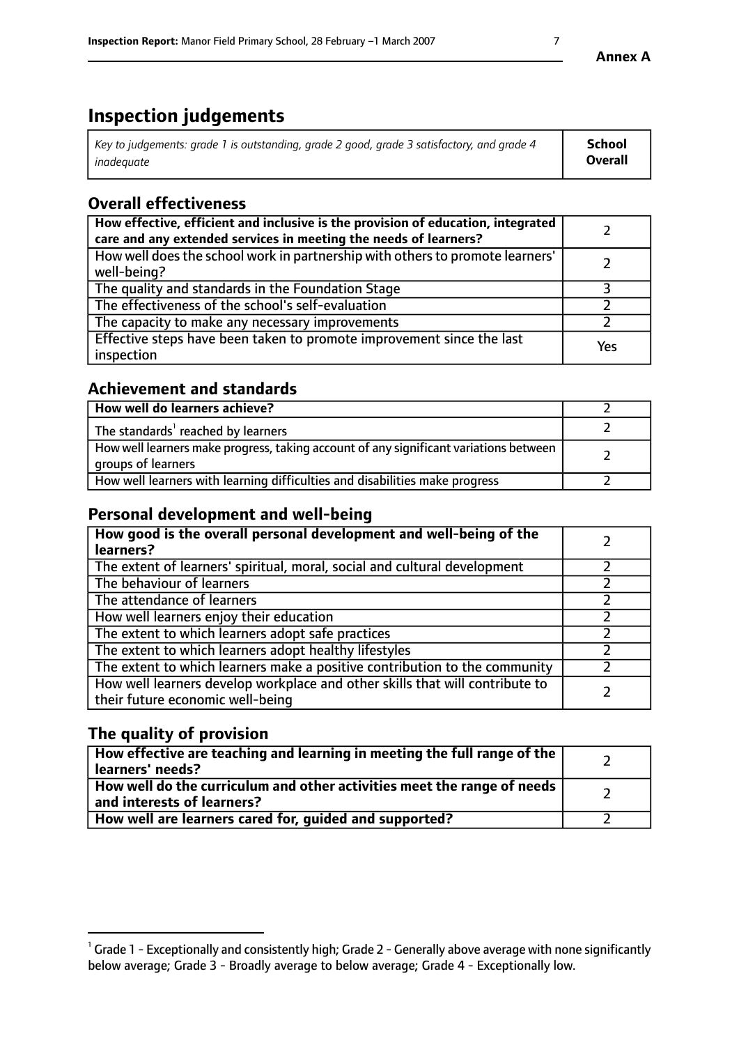**Annex A**

# Inspection judgements

| *Key to judgements: grade 1 is outstanding, grade 2 good, grade 3 satisfactory, and grade 4 inadequate* | **School Overall** |
|---|---|

## Overall effectiveness

| | |
|---|---|
| **How effective, efficient and inclusive is the provision of education, integrated care and any extended services in meeting the needs of learners?** | 2 |
| How well does the school work in partnership with others to promote learners' well-being? | 2 |
| The quality and standards in the Foundation Stage | 3 |
| The effectiveness of the school's self-evaluation | 2 |
| The capacity to make any necessary improvements | 2 |
| Effective steps have been taken to promote improvement since the last inspection | Yes |

## Achievement and standards

| | |
|---|---|
| **How well do learners achieve?** | 2 |
| The standards[1] reached by learners | 2 |
| How well learners make progress, taking account of any significant variations between groups of learners | 2 |
| How well learners with learning difficulties and disabilities make progress | 2 |

## Personal development and well-being

| | |
|---|---|
| **How good is the overall personal development and well-being of the learners?** | 2 |
| The extent of learners' spiritual, moral, social and cultural development | 2 |
| The behaviour of learners | 2 |
| The attendance of learners | 2 |
| How well learners enjoy their education | 2 |
| The extent to which learners adopt safe practices | 2 |
| The extent to which learners adopt healthy lifestyles | 2 |
| The extent to which learners make a positive contribution to the community | 2 |
| How well learners develop workplace and other skills that will contribute to their future economic well-being | 2 |

## The quality of provision

| | |
|---|---|
| **How effective are teaching and learning in meeting the full range of the learners' needs?** | 2 |
| **How well do the curriculum and other activities meet the range of needs and interests of learners?** | 2 |
| **How well are learners cared for, guided and supported?** | 2 |

[1] Grade 1 - Exceptionally and consistently high; Grade 2 - Generally above average with none significantly below average; Grade 3 - Broadly average to below average; Grade 4 - Exceptionally low.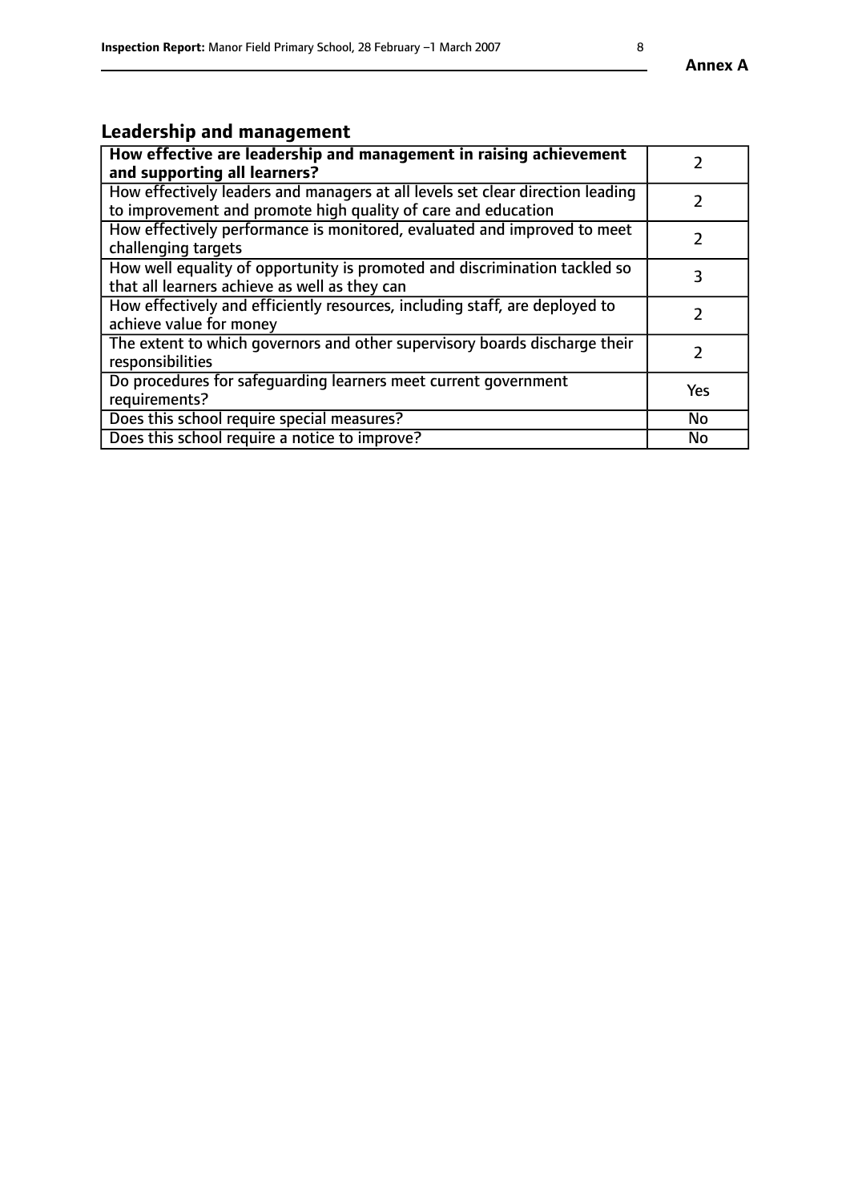## Leadership and management

| **How effective are leadership and management in raising achievement and supporting all learners?** | 2 |
| --- | --- |
| How effectively leaders and managers at all levels set clear direction leading to improvement and promote high quality of care and education | 2 |
| How effectively performance is monitored, evaluated and improved to meet challenging targets | 2 |
| How well equality of opportunity is promoted and discrimination tackled so that all learners achieve as well as they can | 3 |
| How effectively and efficiently resources, including staff, are deployed to achieve value for money | 2 |
| The extent to which governors and other supervisory boards discharge their responsibilities | 2 |
| Do procedures for safeguarding learners meet current government requirements? | Yes |
| Does this school require special measures? | No |
| Does this school require a notice to improve? | No |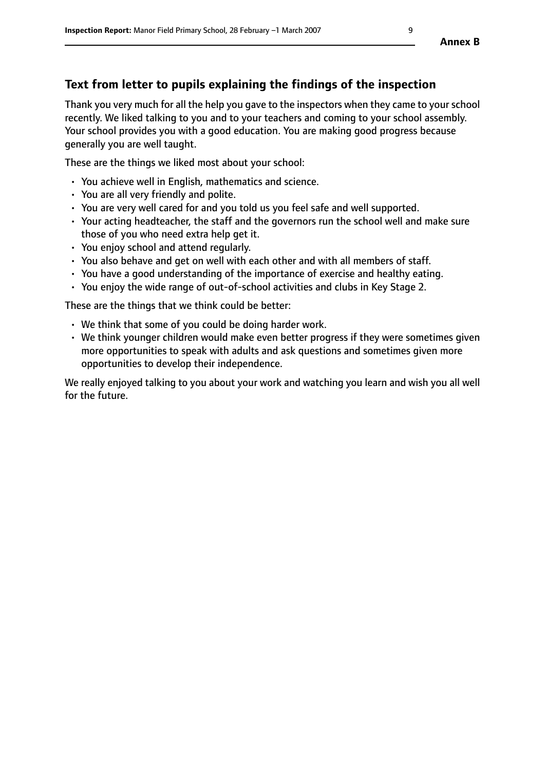## Text from letter to pupils explaining the findings of the inspection

Thank you very much for all the help you gave to the inspectors when they came to your school recently. We liked talking to you and to your teachers and coming to your school assembly. Your school provides you with a good education. You are making good progress because generally you are well taught.

These are the things we liked most about your school:

- You achieve well in English, mathematics and science.
- You are all very friendly and polite.
- You are very well cared for and you told us you feel safe and well supported.
- Your acting headteacher, the staff and the governors run the school well and make sure those of you who need extra help get it.
- You enjoy school and attend regularly.
- You also behave and get on well with each other and with all members of staff.
- You have a good understanding of the importance of exercise and healthy eating.
- You enjoy the wide range of out-of-school activities and clubs in Key Stage 2.

These are the things that we think could be better:

- We think that some of you could be doing harder work.
- We think younger children would make even better progress if they were sometimes given more opportunities to speak with adults and ask questions and sometimes given more opportunities to develop their independence.

We really enjoyed talking to you about your work and watching you learn and wish you all well for the future.